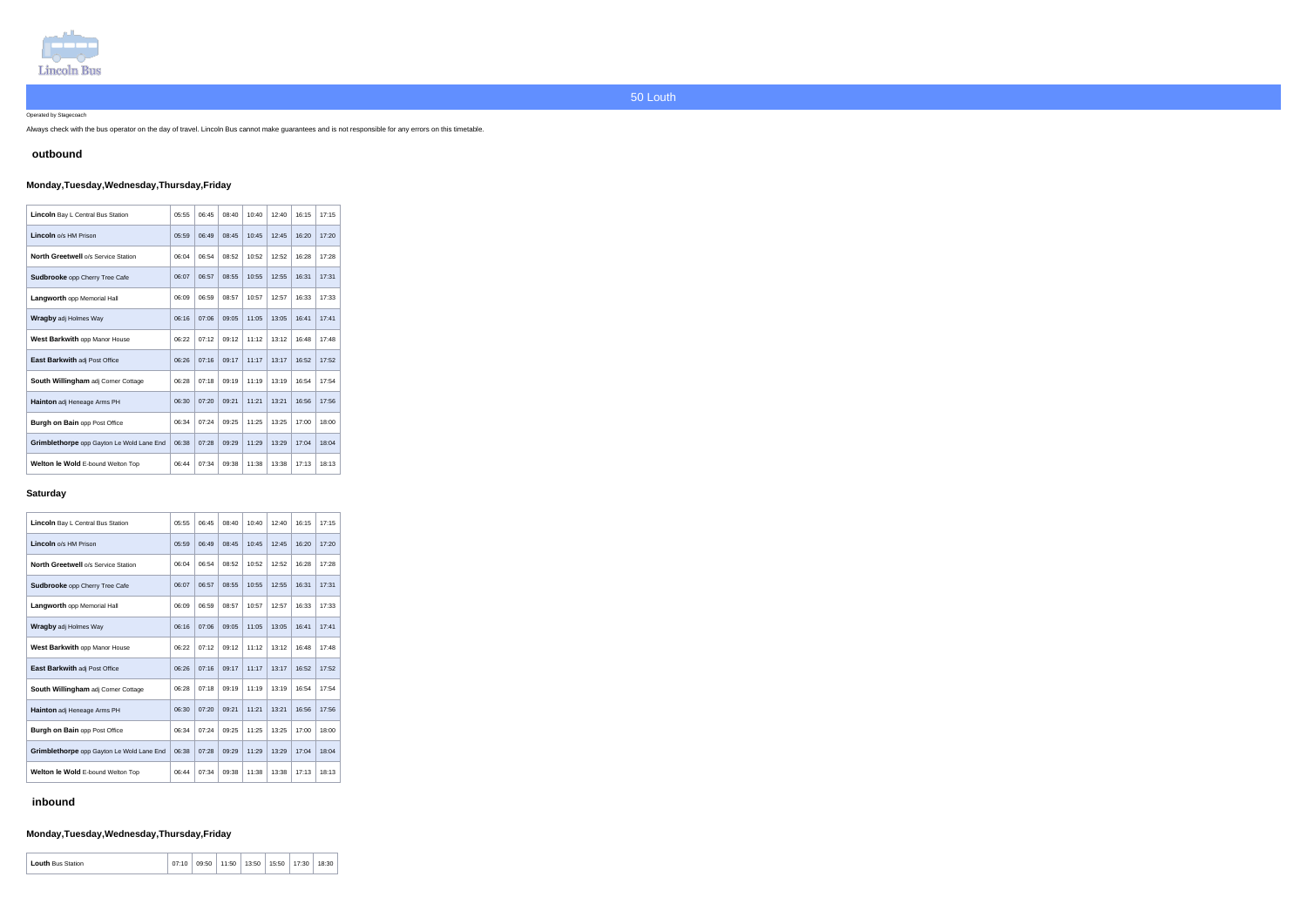Lincoln Bus

# 50 Louth

Operated by Stagecoach

Always check with the bus operator on the day of travel. Lincoln Bus cannot make guarantees and is not responsible for any errors on this timetable.

## outbound

### Monday,Tuesday,Wednesday,Thursday,Friday

| | | | | | | | |
|---|---|---|---|---|---|---|---|
| **Lincoln** Bay L Central Bus Station | 05:55 | 06:45 | 08:40 | 10:40 | 12:40 | 16:15 | 17:15 |
| **Lincoln** o/s HM Prison | 05:59 | 06:49 | 08:45 | 10:45 | 12:45 | 16:20 | 17:20 |
| **North Greetwell** o/s Service Station | 06:04 | 06:54 | 08:52 | 10:52 | 12:52 | 16:28 | 17:28 |
| **Sudbrooke** opp Cherry Tree Cafe | 06:07 | 06:57 | 08:55 | 10:55 | 12:55 | 16:31 | 17:31 |
| **Langworth** opp Memorial Hall | 06:09 | 06:59 | 08:57 | 10:57 | 12:57 | 16:33 | 17:33 |
| **Wragby** adj Holmes Way | 06:16 | 07:06 | 09:05 | 11:05 | 13:05 | 16:41 | 17:41 |
| **West Barkwith** opp Manor House | 06:22 | 07:12 | 09:12 | 11:12 | 13:12 | 16:48 | 17:48 |
| **East Barkwith** adj Post Office | 06:26 | 07:16 | 09:17 | 11:17 | 13:17 | 16:52 | 17:52 |
| **South Willingham** adj Corner Cottage | 06:28 | 07:18 | 09:19 | 11:19 | 13:19 | 16:54 | 17:54 |
| **Hainton** adj Heneage Arms PH | 06:30 | 07:20 | 09:21 | 11:21 | 13:21 | 16:56 | 17:56 |
| **Burgh on Bain** opp Post Office | 06:34 | 07:24 | 09:25 | 11:25 | 13:25 | 17:00 | 18:00 |
| **Grimblethorpe** opp Gayton Le Wold Lane End | 06:38 | 07:28 | 09:29 | 11:29 | 13:29 | 17:04 | 18:04 |
| **Welton le Wold** E-bound Welton Top | 06:44 | 07:34 | 09:38 | 11:38 | 13:38 | 17:13 | 18:13 |

### Saturday

| | | | | | | | |
|---|---|---|---|---|---|---|---|
| **Lincoln** Bay L Central Bus Station | 05:55 | 06:45 | 08:40 | 10:40 | 12:40 | 16:15 | 17:15 |
| **Lincoln** o/s HM Prison | 05:59 | 06:49 | 08:45 | 10:45 | 12:45 | 16:20 | 17:20 |
| **North Greetwell** o/s Service Station | 06:04 | 06:54 | 08:52 | 10:52 | 12:52 | 16:28 | 17:28 |
| **Sudbrooke** opp Cherry Tree Cafe | 06:07 | 06:57 | 08:55 | 10:55 | 12:55 | 16:31 | 17:31 |
| **Langworth** opp Memorial Hall | 06:09 | 06:59 | 08:57 | 10:57 | 12:57 | 16:33 | 17:33 |
| **Wragby** adj Holmes Way | 06:16 | 07:06 | 09:05 | 11:05 | 13:05 | 16:41 | 17:41 |
| **West Barkwith** opp Manor House | 06:22 | 07:12 | 09:12 | 11:12 | 13:12 | 16:48 | 17:48 |
| **East Barkwith** adj Post Office | 06:26 | 07:16 | 09:17 | 11:17 | 13:17 | 16:52 | 17:52 |
| **South Willingham** adj Corner Cottage | 06:28 | 07:18 | 09:19 | 11:19 | 13:19 | 16:54 | 17:54 |
| **Hainton** adj Heneage Arms PH | 06:30 | 07:20 | 09:21 | 11:21 | 13:21 | 16:56 | 17:56 |
| **Burgh on Bain** opp Post Office | 06:34 | 07:24 | 09:25 | 11:25 | 13:25 | 17:00 | 18:00 |
| **Grimblethorpe** opp Gayton Le Wold Lane End | 06:38 | 07:28 | 09:29 | 11:29 | 13:29 | 17:04 | 18:04 |
| **Welton le Wold** E-bound Welton Top | 06:44 | 07:34 | 09:38 | 11:38 | 13:38 | 17:13 | 18:13 |

## inbound

### Monday,Tuesday,Wednesday,Thursday,Friday

| | | | | | | | |
|---|---|---|---|---|---|---|---|
| **Louth** Bus Station | 07:10 | 09:50 | 11:50 | 13:50 | 15:50 | 17:30 | 18:30 |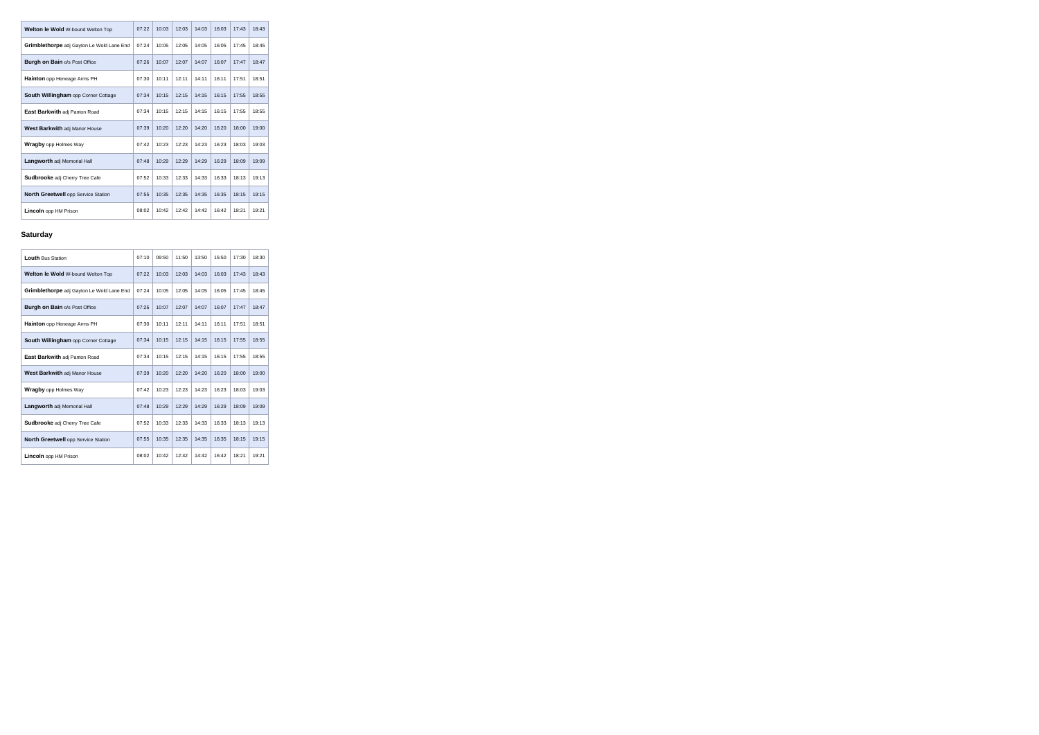| | | | | | | | |
|---|---|---|---|---|---|---|---|
| **Welton le Wold** W-bound Welton Top | 07:22 | 10:03 | 12:03 | 14:03 | 16:03 | 17:43 | 18:43 |
| **Grimblethorpe** adj Gayton Le Wold Lane End | 07:24 | 10:05 | 12:05 | 14:05 | 16:05 | 17:45 | 18:45 |
| **Burgh on Bain** o/s Post Office | 07:26 | 10:07 | 12:07 | 14:07 | 16:07 | 17:47 | 18:47 |
| **Hainton** opp Heneage Arms PH | 07:30 | 10:11 | 12:11 | 14:11 | 16:11 | 17:51 | 18:51 |
| **South Willingham** opp Corner Cottage | 07:34 | 10:15 | 12:15 | 14:15 | 16:15 | 17:55 | 18:55 |
| **East Barkwith** adj Panton Road | 07:34 | 10:15 | 12:15 | 14:15 | 16:15 | 17:55 | 18:55 |
| **West Barkwith** adj Manor House | 07:39 | 10:20 | 12:20 | 14:20 | 16:20 | 18:00 | 19:00 |
| **Wragby** opp Holmes Way | 07:42 | 10:23 | 12:23 | 14:23 | 16:23 | 18:03 | 19:03 |
| **Langworth** adj Memorial Hall | 07:48 | 10:29 | 12:29 | 14:29 | 16:29 | 18:09 | 19:09 |
| **Sudbrooke** adj Cherry Tree Cafe | 07:52 | 10:33 | 12:33 | 14:33 | 16:33 | 18:13 | 19:13 |
| **North Greetwell** opp Service Station | 07:55 | 10:35 | 12:35 | 14:35 | 16:35 | 18:15 | 19:15 |
| **Lincoln** opp HM Prison | 08:02 | 10:42 | 12:42 | 14:42 | 16:42 | 18:21 | 19:21 |

### Saturday

| | | | | | | | |
|---|---|---|---|---|---|---|---|
| **Louth** Bus Station | 07:10 | 09:50 | 11:50 | 13:50 | 15:50 | 17:30 | 18:30 |
| **Welton le Wold** W-bound Welton Top | 07:22 | 10:03 | 12:03 | 14:03 | 16:03 | 17:43 | 18:43 |
| **Grimblethorpe** adj Gayton Le Wold Lane End | 07:24 | 10:05 | 12:05 | 14:05 | 16:05 | 17:45 | 18:45 |
| **Burgh on Bain** o/s Post Office | 07:26 | 10:07 | 12:07 | 14:07 | 16:07 | 17:47 | 18:47 |
| **Hainton** opp Heneage Arms PH | 07:30 | 10:11 | 12:11 | 14:11 | 16:11 | 17:51 | 18:51 |
| **South Willingham** opp Corner Cottage | 07:34 | 10:15 | 12:15 | 14:15 | 16:15 | 17:55 | 18:55 |
| **East Barkwith** adj Panton Road | 07:34 | 10:15 | 12:15 | 14:15 | 16:15 | 17:55 | 18:55 |
| **West Barkwith** adj Manor House | 07:39 | 10:20 | 12:20 | 14:20 | 16:20 | 18:00 | 19:00 |
| **Wragby** opp Holmes Way | 07:42 | 10:23 | 12:23 | 14:23 | 16:23 | 18:03 | 19:03 |
| **Langworth** adj Memorial Hall | 07:48 | 10:29 | 12:29 | 14:29 | 16:29 | 18:09 | 19:09 |
| **Sudbrooke** adj Cherry Tree Cafe | 07:52 | 10:33 | 12:33 | 14:33 | 16:33 | 18:13 | 19:13 |
| **North Greetwell** opp Service Station | 07:55 | 10:35 | 12:35 | 14:35 | 16:35 | 18:15 | 19:15 |
| **Lincoln** opp HM Prison | 08:02 | 10:42 | 12:42 | 14:42 | 16:42 | 18:21 | 19:21 |